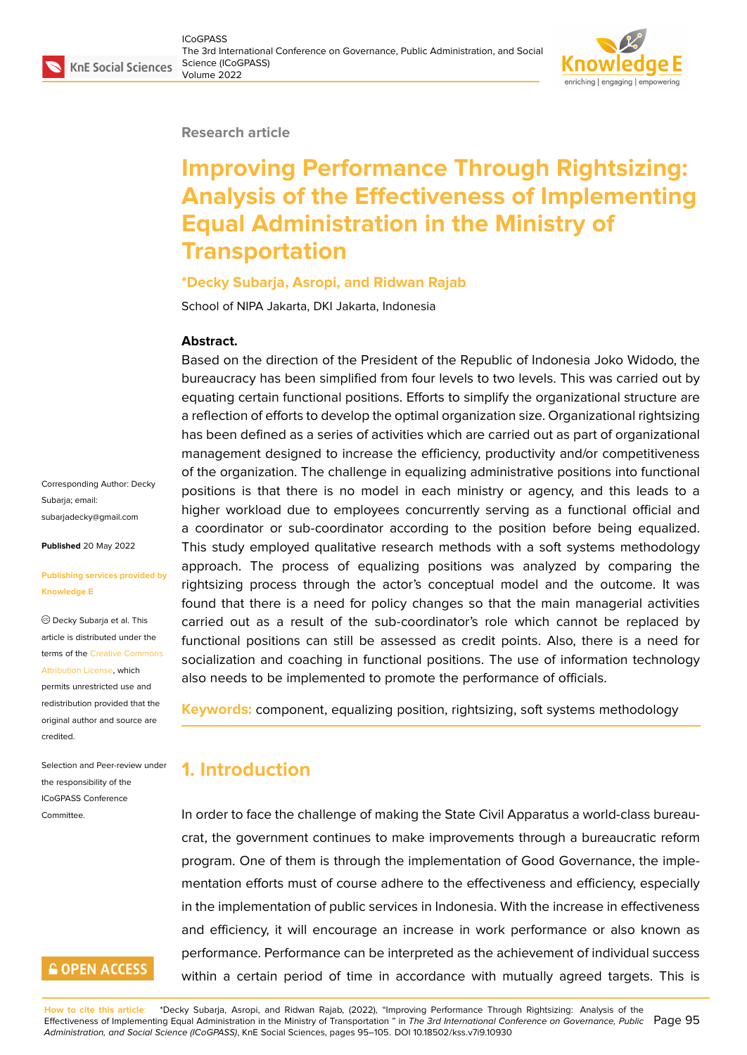Research article

# Improving Performance Through Rightsizing: Analysis of the Effectiveness of Implementing Equal Administration in the Ministry of Transportation

**\*Decky Subarja, Asropi, and Ridwan Rajab**

School of NIPA Jakarta, DKI Jakarta, Indonesia

Corresponding Author: Decky Subarja; email: subarjadecky@gmail.com

**Published** 20 May 2022

**Publishing services provided by Knowledge E**

© Decky Subarja et al. This article is distributed under the terms of the Creative Commons Attribution License, which permits unrestricted use and redistribution provided that the original author and source are credited.

Selection and Peer-review under the responsibility of the ICoGPASS Conference Committee.

**Abstract.**

Based on the direction of the President of the Republic of Indonesia Joko Widodo, the bureaucracy has been simplified from four levels to two levels. This was carried out by equating certain functional positions. Efforts to simplify the organizational structure are a reflection of efforts to develop the optimal organization size. Organizational rightsizing has been defined as a series of activities which are carried out as part of organizational management designed to increase the efficiency, productivity and/or competitiveness of the organization. The challenge in equalizing administrative positions into functional positions is that there is no model in each ministry or agency, and this leads to a higher workload due to employees concurrently serving as a functional official and a coordinator or sub-coordinator according to the position before being equalized. This study employed qualitative research methods with a soft systems methodology approach. The process of equalizing positions was analyzed by comparing the rightsizing process through the actor's conceptual model and the outcome. It was found that there is a need for policy changes so that the main managerial activities carried out as a result of the sub-coordinator's role which cannot be replaced by functional positions can still be assessed as credit points. Also, there is a need for socialization and coaching in functional positions. The use of information technology also needs to be implemented to promote the performance of officials.

**Keywords:** component, equalizing position, rightsizing, soft systems methodology

## 1. Introduction

In order to face the challenge of making the State Civil Apparatus a world-class bureaucrat, the government continues to make improvements through a bureaucratic reform program. One of them is through the implementation of Good Governance, the implementation efforts must of course adhere to the effectiveness and efficiency, especially in the implementation of public services in Indonesia. With the increase in effectiveness and efficiency, it will encourage an increase in work performance or also known as performance. Performance can be interpreted as the achievement of individual success within a certain period of time in accordance with mutually agreed targets. This is

**How to cite this article**: \*Decky Subarja, Asropi, and Ridwan Rajab, (2022), "Improving Performance Through Rightsizing: Analysis of the Effectiveness of Implementing Equal Administration in the Ministry of Transportation " in *The 3rd International Conference on Governance, Public Administration, and Social Science (ICoGPASS)*, KnE Social Sciences, pages 95–105. DOI 10.18502/kss.v7i9.10930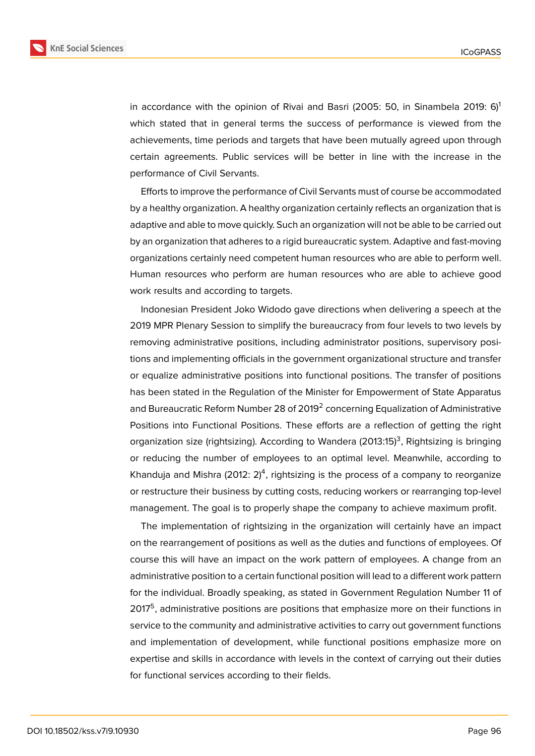in accordance with the opinion of Rivai and Basri (2005: 50, in Sinambela 2019: 6)[1] which stated that in general terms the success of performance is viewed from the achievements, time periods and targets that have been mutually agreed upon through certain agreements. Public services will be better in line with the increase in the performance of Civil Servants.

Efforts to improve the performance of Civil Servants must of course be accommodated by a healthy organization. A healthy organization certainly reflects an organization that is adaptive and able to move quickly. Such an organization will not be able to be carried out by an organization that adheres to a rigid bureaucratic system. Adaptive and fast-moving organizations certainly need competent human resources who are able to perform well. Human resources who perform are human resources who are able to achieve good work results and according to targets.

Indonesian President Joko Widodo gave directions when delivering a speech at the 2019 MPR Plenary Session to simplify the bureaucracy from four levels to two levels by removing administrative positions, including administrator positions, supervisory positions and implementing officials in the government organizational structure and transfer or equalize administrative positions into functional positions. The transfer of positions has been stated in the Regulation of the Minister for Empowerment of State Apparatus and Bureaucratic Reform Number 28 of 2019[2] concerning Equalization of Administrative Positions into Functional Positions. These efforts are a reflection of getting the right organization size (rightsizing). According to Wandera (2013:15)[3], Rightsizing is bringing or reducing the number of employees to an optimal level. Meanwhile, according to Khanduja and Mishra (2012: 2)[4], rightsizing is the process of a company to reorganize or restructure their business by cutting costs, reducing workers or rearranging top-level management. The goal is to properly shape the company to achieve maximum profit.

The implementation of rightsizing in the organization will certainly have an impact on the rearrangement of positions as well as the duties and functions of employees. Of course this will have an impact on the work pattern of employees. A change from an administrative position to a certain functional position will lead to a different work pattern for the individual. Broadly speaking, as stated in Government Regulation Number 11 of 2017[5], administrative positions are positions that emphasize more on their functions in service to the community and administrative activities to carry out government functions and implementation of development, while functional positions emphasize more on expertise and skills in accordance with levels in the context of carrying out their duties for functional services according to their fields.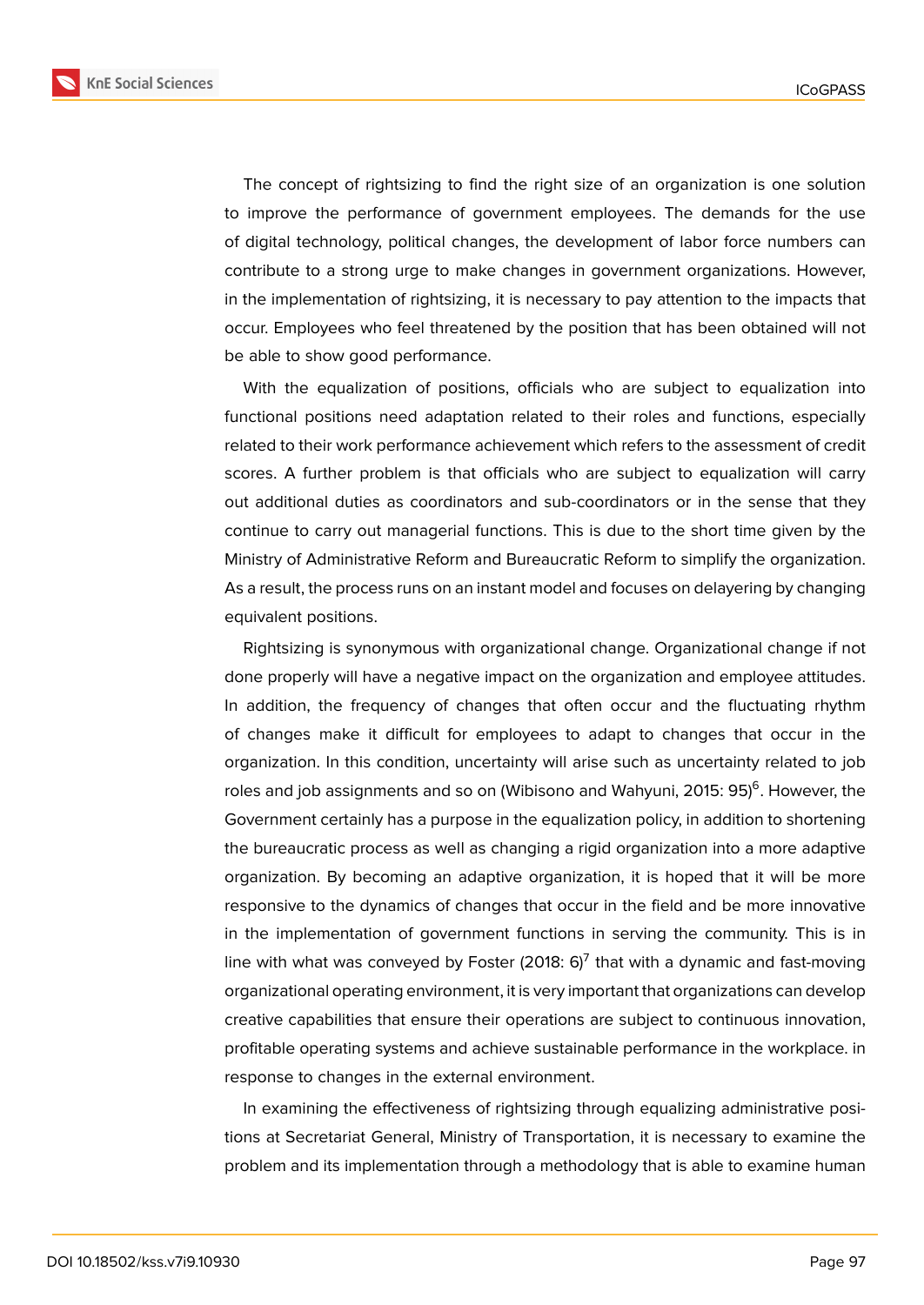The concept of rightsizing to find the right size of an organization is one solution to improve the performance of government employees. The demands for the use of digital technology, political changes, the development of labor force numbers can contribute to a strong urge to make changes in government organizations. However, in the implementation of rightsizing, it is necessary to pay attention to the impacts that occur. Employees who feel threatened by the position that has been obtained will not be able to show good performance.

With the equalization of positions, officials who are subject to equalization into functional positions need adaptation related to their roles and functions, especially related to their work performance achievement which refers to the assessment of credit scores. A further problem is that officials who are subject to equalization will carry out additional duties as coordinators and sub-coordinators or in the sense that they continue to carry out managerial functions. This is due to the short time given by the Ministry of Administrative Reform and Bureaucratic Reform to simplify the organization. As a result, the process runs on an instant model and focuses on delayering by changing equivalent positions.

Rightsizing is synonymous with organizational change. Organizational change if not done properly will have a negative impact on the organization and employee attitudes. In addition, the frequency of changes that often occur and the fluctuating rhythm of changes make it difficult for employees to adapt to changes that occur in the organization. In this condition, uncertainty will arise such as uncertainty related to job roles and job assignments and so on (Wibisono and Wahyuni, 2015: 95)[6]. However, the Government certainly has a purpose in the equalization policy, in addition to shortening the bureaucratic process as well as changing a rigid organization into a more adaptive organization. By becoming an adaptive organization, it is hoped that it will be more responsive to the dynamics of changes that occur in the field and be more innovative in the implementation of government functions in serving the community. This is in line with what was conveyed by Foster (2018: 6)[7] that with a dynamic and fast-moving organizational operating environment, it is very important that organizations can develop creative capabilities that ensure their operations are subject to continuous innovation, profitable operating systems and achieve sustainable performance in the workplace. in response to changes in the external environment.

In examining the effectiveness of rightsizing through equalizing administrative positions at Secretariat General, Ministry of Transportation, it is necessary to examine the problem and its implementation through a methodology that is able to examine human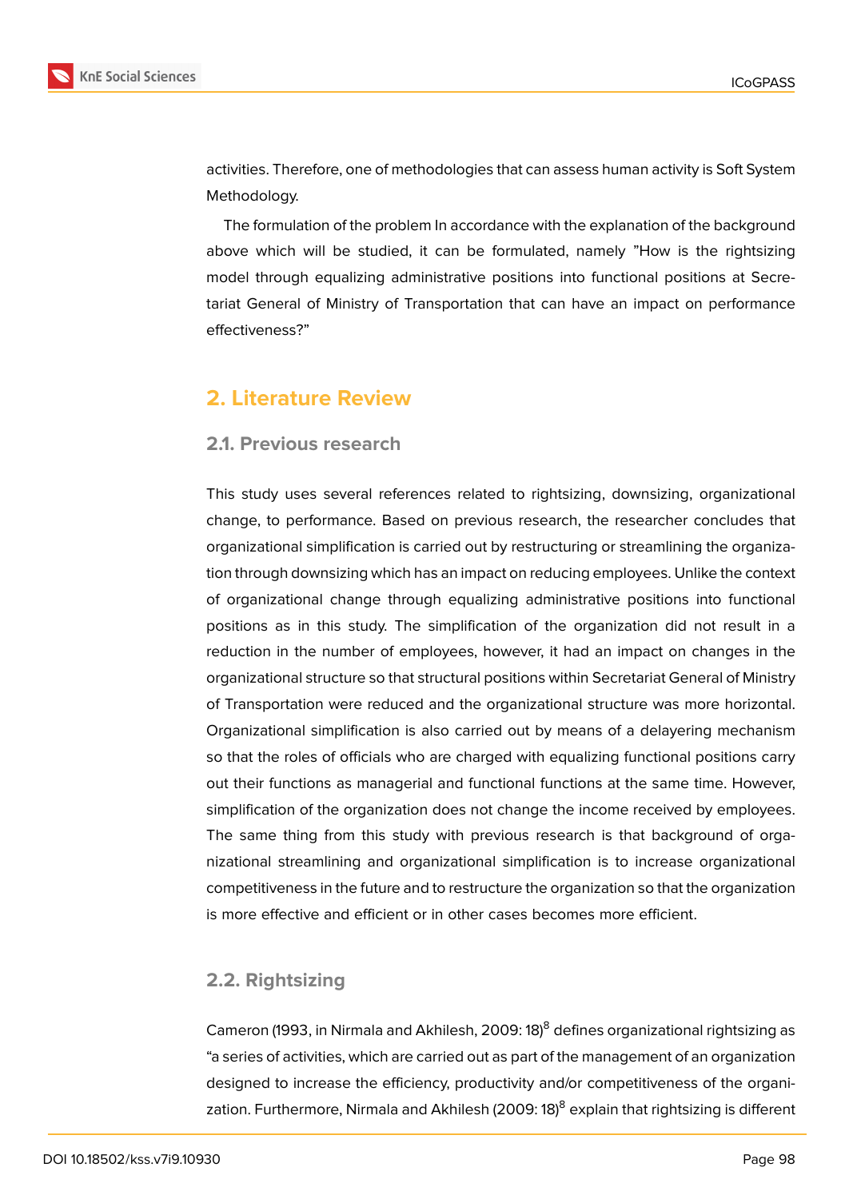activities. Therefore, one of methodologies that can assess human activity is Soft System Methodology.

The formulation of the problem In accordance with the explanation of the background above which will be studied, it can be formulated, namely "How is the rightsizing model through equalizing administrative positions into functional positions at Secretariat General of Ministry of Transportation that can have an impact on performance effectiveness?"

## 2. Literature Review

### 2.1. Previous research

This study uses several references related to rightsizing, downsizing, organizational change, to performance. Based on previous research, the researcher concludes that organizational simplification is carried out by restructuring or streamlining the organization through downsizing which has an impact on reducing employees. Unlike the context of organizational change through equalizing administrative positions into functional positions as in this study. The simplification of the organization did not result in a reduction in the number of employees, however, it had an impact on changes in the organizational structure so that structural positions within Secretariat General of Ministry of Transportation were reduced and the organizational structure was more horizontal. Organizational simplification is also carried out by means of a delayering mechanism so that the roles of officials who are charged with equalizing functional positions carry out their functions as managerial and functional functions at the same time. However, simplification of the organization does not change the income received by employees. The same thing from this study with previous research is that background of organizational streamlining and organizational simplification is to increase organizational competitiveness in the future and to restructure the organization so that the organization is more effective and efficient or in other cases becomes more efficient.

### 2.2. Rightsizing

Cameron (1993, in Nirmala and Akhilesh, 2009: 18)[8] defines organizational rightsizing as "a series of activities, which are carried out as part of the management of an organization designed to increase the efficiency, productivity and/or competitiveness of the organization. Furthermore, Nirmala and Akhilesh (2009: 18)[8] explain that rightsizing is different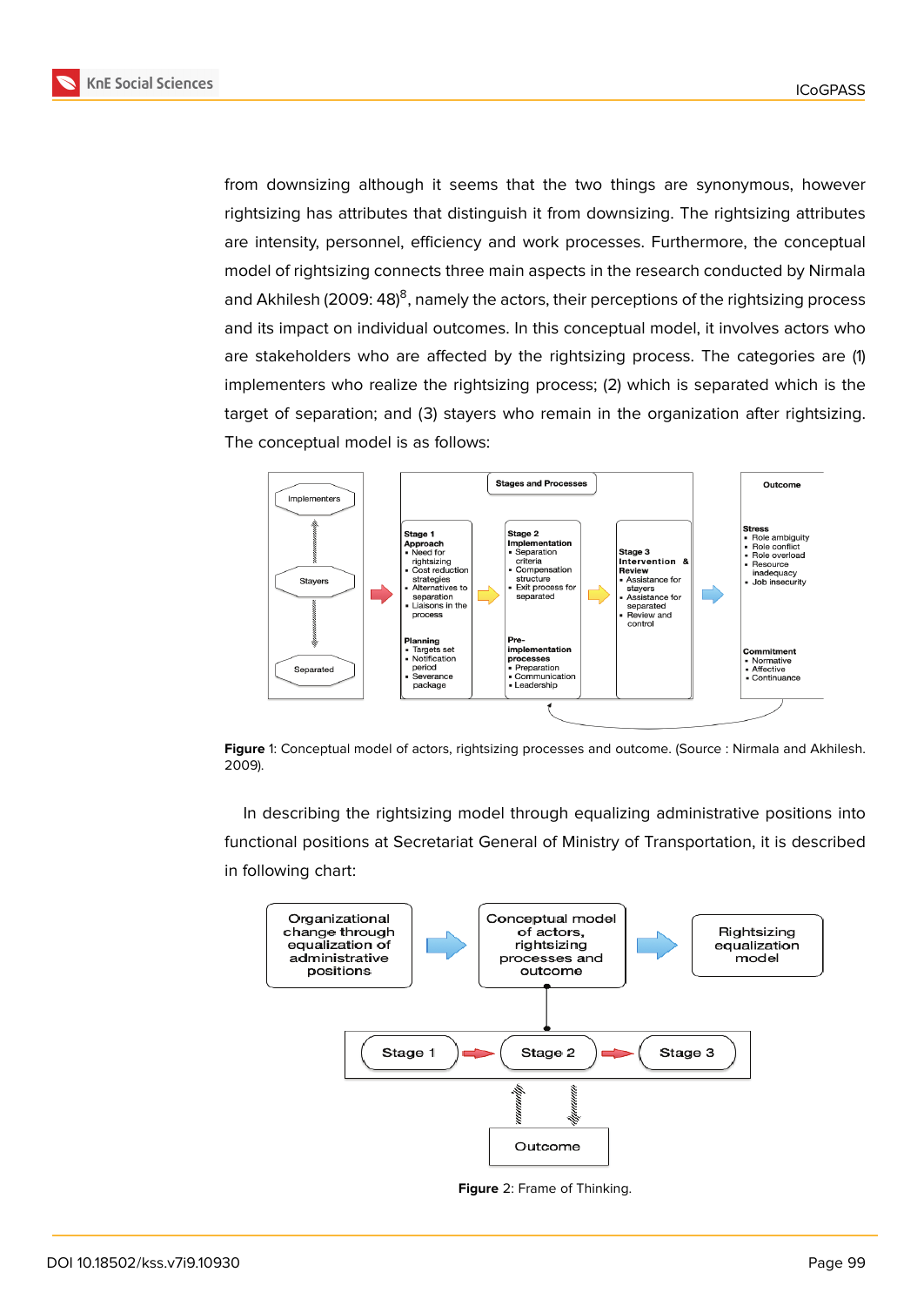from downsizing although it seems that the two things are synonymous, however rightsizing has attributes that distinguish it from downsizing. The rightsizing attributes are intensity, personnel, efficiency and work processes. Furthermore, the conceptual model of rightsizing connects three main aspects in the research conducted by Nirmala and Akhilesh (2009: 48)[8], namely the actors, their perceptions of the rightsizing process and its impact on individual outcomes. In this conceptual model, it involves actors who are stakeholders who are affected by the rightsizing process. The categories are (1) implementers who realize the rightsizing process; (2) which is separated which is the target of separation; and (3) stayers who remain in the organization after rightsizing. The conceptual model is as follows:

**Figure** 1: Conceptual model of actors, rightsizing processes and outcome. (Source : Nirmala and Akhilesh. 2009).

In describing the rightsizing model through equalizing administrative positions into functional positions at Secretariat General of Ministry of Transportation, it is described in following chart:

**Figure** 2: Frame of Thinking.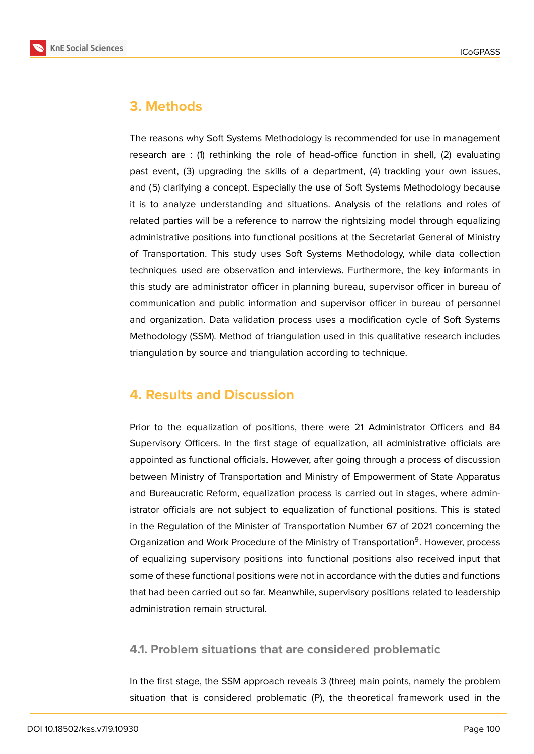## 3. Methods

The reasons why Soft Systems Methodology is recommended for use in management research are : (1) rethinking the role of head-office function in shell, (2) evaluating past event, (3) upgrading the skills of a department, (4) trackling your own issues, and (5) clarifying a concept. Especially the use of Soft Systems Methodology because it is to analyze understanding and situations. Analysis of the relations and roles of related parties will be a reference to narrow the rightsizing model through equalizing administrative positions into functional positions at the Secretariat General of Ministry of Transportation. This study uses Soft Systems Methodology, while data collection techniques used are observation and interviews. Furthermore, the key informants in this study are administrator officer in planning bureau, supervisor officer in bureau of communication and public information and supervisor officer in bureau of personnel and organization. Data validation process uses a modification cycle of Soft Systems Methodology (SSM). Method of triangulation used in this qualitative research includes triangulation by source and triangulation according to technique.

## 4. Results and Discussion

Prior to the equalization of positions, there were 21 Administrator Officers and 84 Supervisory Officers. In the first stage of equalization, all administrative officials are appointed as functional officials. However, after going through a process of discussion between Ministry of Transportation and Ministry of Empowerment of State Apparatus and Bureaucratic Reform, equalization process is carried out in stages, where administrator officials are not subject to equalization of functional positions. This is stated in the Regulation of the Minister of Transportation Number 67 of 2021 concerning the Organization and Work Procedure of the Ministry of Transportation[9]. However, process of equalizing supervisory positions into functional positions also received input that some of these functional positions were not in accordance with the duties and functions that had been carried out so far. Meanwhile, supervisory positions related to leadership administration remain structural.

### 4.1. Problem situations that are considered problematic

In the first stage, the SSM approach reveals 3 (three) main points, namely the problem situation that is considered problematic (P), the theoretical framework used in the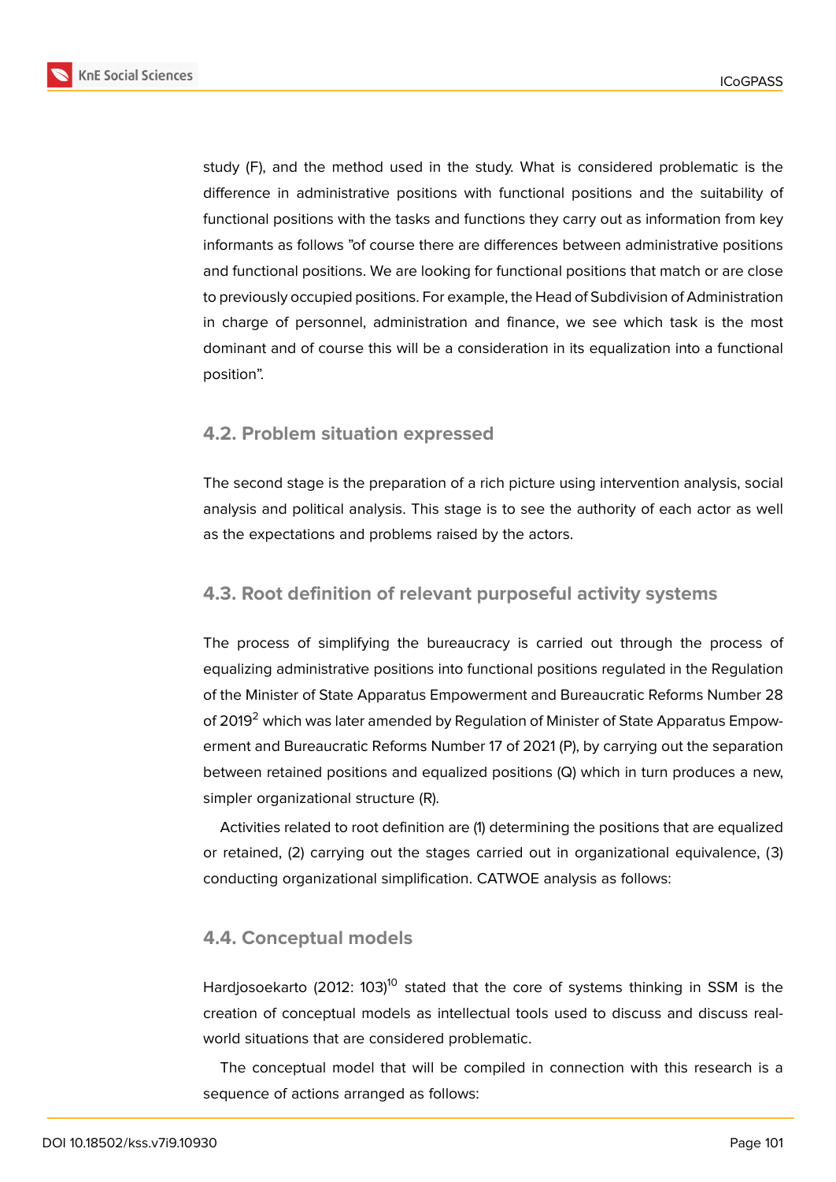study (F), and the method used in the study. What is considered problematic is the difference in administrative positions with functional positions and the suitability of functional positions with the tasks and functions they carry out as information from key informants as follows "of course there are differences between administrative positions and functional positions. We are looking for functional positions that match or are close to previously occupied positions. For example, the Head of Subdivision of Administration in charge of personnel, administration and finance, we see which task is the most dominant and of course this will be a consideration in its equalization into a functional position".

### 4.2. Problem situation expressed

The second stage is the preparation of a rich picture using intervention analysis, social analysis and political analysis. This stage is to see the authority of each actor as well as the expectations and problems raised by the actors.

### 4.3. Root definition of relevant purposeful activity systems

The process of simplifying the bureaucracy is carried out through the process of equalizing administrative positions into functional positions regulated in the Regulation of the Minister of State Apparatus Empowerment and Bureaucratic Reforms Number 28 of 2019[2] which was later amended by Regulation of Minister of State Apparatus Empowerment and Bureaucratic Reforms Number 17 of 2021 (P), by carrying out the separation between retained positions and equalized positions (Q) which in turn produces a new, simpler organizational structure (R).

Activities related to root definition are (1) determining the positions that are equalized or retained, (2) carrying out the stages carried out in organizational equivalence, (3) conducting organizational simplification. CATWOE analysis as follows:

### 4.4. Conceptual models

Hardjosoekarto (2012: 103)[10] stated that the core of systems thinking in SSM is the creation of conceptual models as intellectual tools used to discuss and discuss real-world situations that are considered problematic.

The conceptual model that will be compiled in connection with this research is a sequence of actions arranged as follows: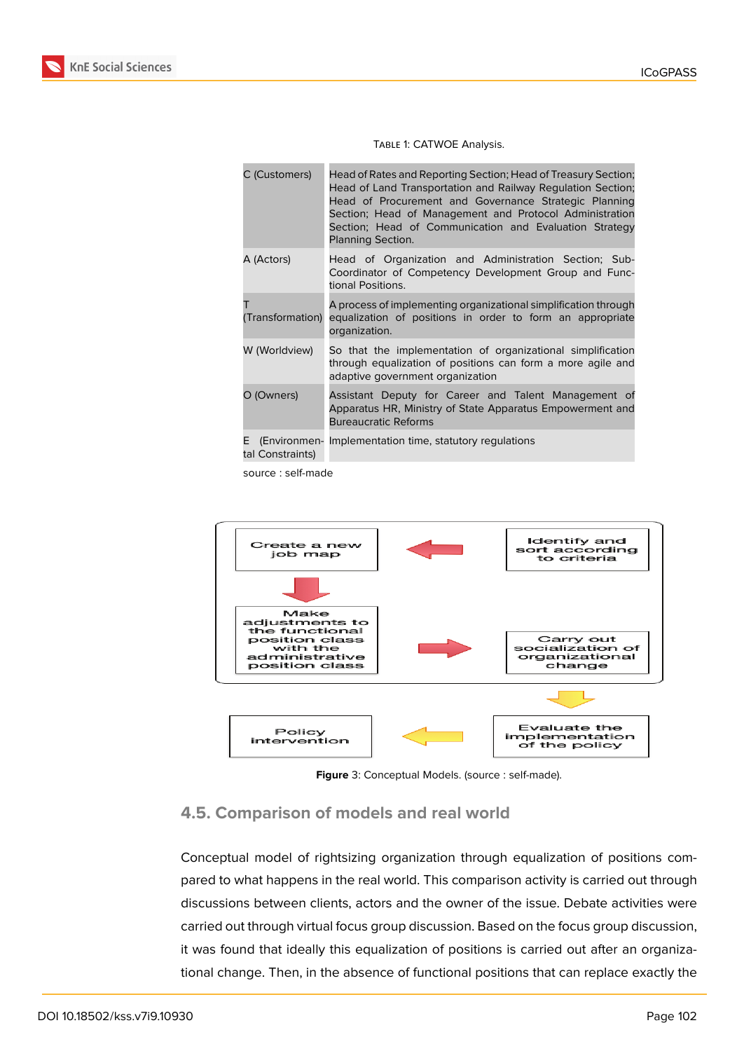Table 1: CATWOE Analysis.

| | |
|---|---|
| C (Customers) | Head of Rates and Reporting Section; Head of Treasury Section; Head of Land Transportation and Railway Regulation Section; Head of Procurement and Governance Strategic Planning Section; Head of Management and Protocol Administration Section; Head of Communication and Evaluation Strategy Planning Section. |
| A (Actors) | Head of Organization and Administration Section; Sub-Coordinator of Competency Development Group and Functional Positions. |
| T (Transformation) | A process of implementing organizational simplification through equalization of positions in order to form an appropriate organization. |
| W (Worldview) | So that the implementation of organizational simplification through equalization of positions can form a more agile and adaptive government organization |
| O (Owners) | Assistant Deputy for Career and Talent Management of Apparatus HR, Ministry of State Apparatus Empowerment and Bureaucratic Reforms |
| E (Environmental Constraints) | Implementation time, statutory regulations |

source : self-made

Identify and sort according to criteria → Create a new job map → Make adjustments to the functional position class with the administrative position class → Carry out socialization of organizational change → Evaluate the implementation of the policy → Policy intervention

**Figure** 3: Conceptual Models. (source : self-made).

## 4.5. Comparison of models and real world

Conceptual model of rightsizing organization through equalization of positions compared to what happens in the real world. This comparison activity is carried out through discussions between clients, actors and the owner of the issue. Debate activities were carried out through virtual focus group discussion. Based on the focus group discussion, it was found that ideally this equalization of positions is carried out after an organizational change. Then, in the absence of functional positions that can replace exactly the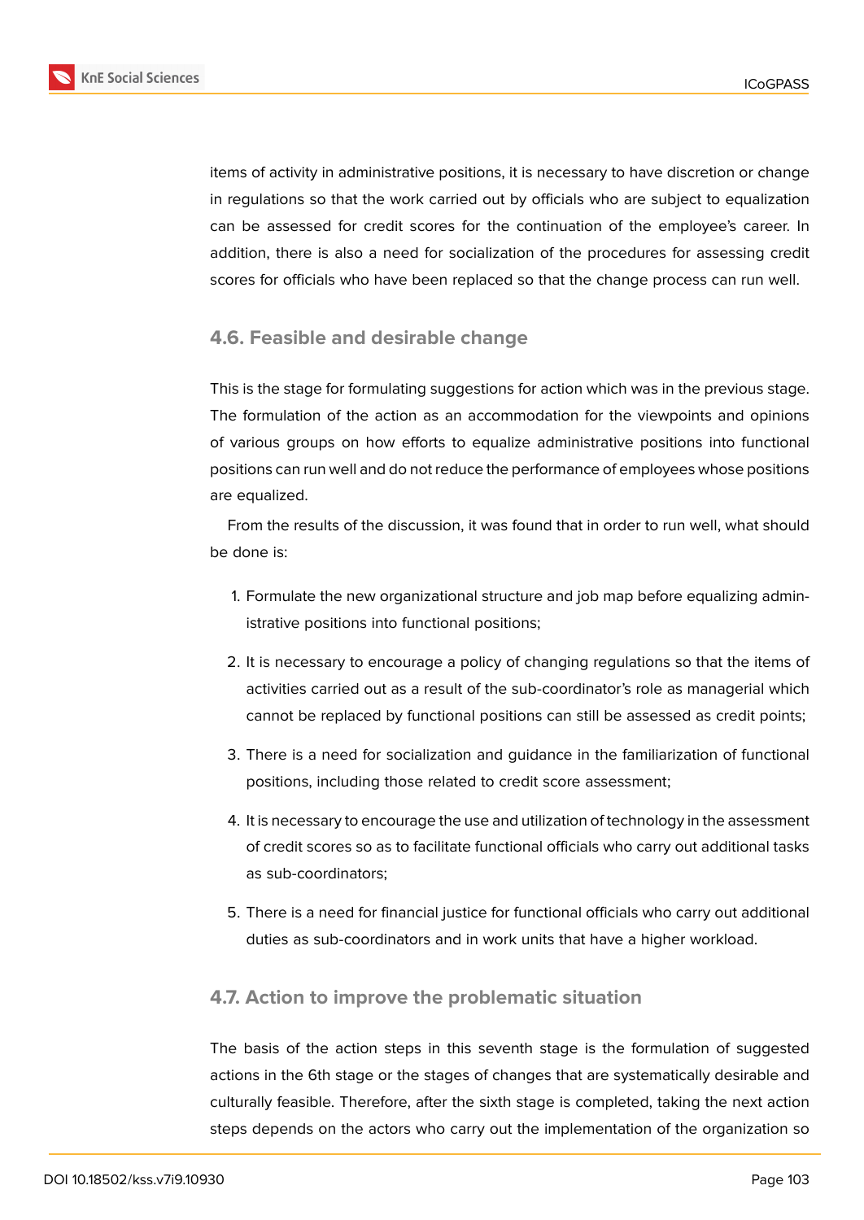items of activity in administrative positions, it is necessary to have discretion or change in regulations so that the work carried out by officials who are subject to equalization can be assessed for credit scores for the continuation of the employee's career. In addition, there is also a need for socialization of the procedures for assessing credit scores for officials who have been replaced so that the change process can run well.

### 4.6. Feasible and desirable change

This is the stage for formulating suggestions for action which was in the previous stage. The formulation of the action as an accommodation for the viewpoints and opinions of various groups on how efforts to equalize administrative positions into functional positions can run well and do not reduce the performance of employees whose positions are equalized.

From the results of the discussion, it was found that in order to run well, what should be done is:

1. Formulate the new organizational structure and job map before equalizing administrative positions into functional positions;
2. It is necessary to encourage a policy of changing regulations so that the items of activities carried out as a result of the sub-coordinator's role as managerial which cannot be replaced by functional positions can still be assessed as credit points;
3. There is a need for socialization and guidance in the familiarization of functional positions, including those related to credit score assessment;
4. It is necessary to encourage the use and utilization of technology in the assessment of credit scores so as to facilitate functional officials who carry out additional tasks as sub-coordinators;
5. There is a need for financial justice for functional officials who carry out additional duties as sub-coordinators and in work units that have a higher workload.

### 4.7. Action to improve the problematic situation

The basis of the action steps in this seventh stage is the formulation of suggested actions in the 6th stage or the stages of changes that are systematically desirable and culturally feasible. Therefore, after the sixth stage is completed, taking the next action steps depends on the actors who carry out the implementation of the organization so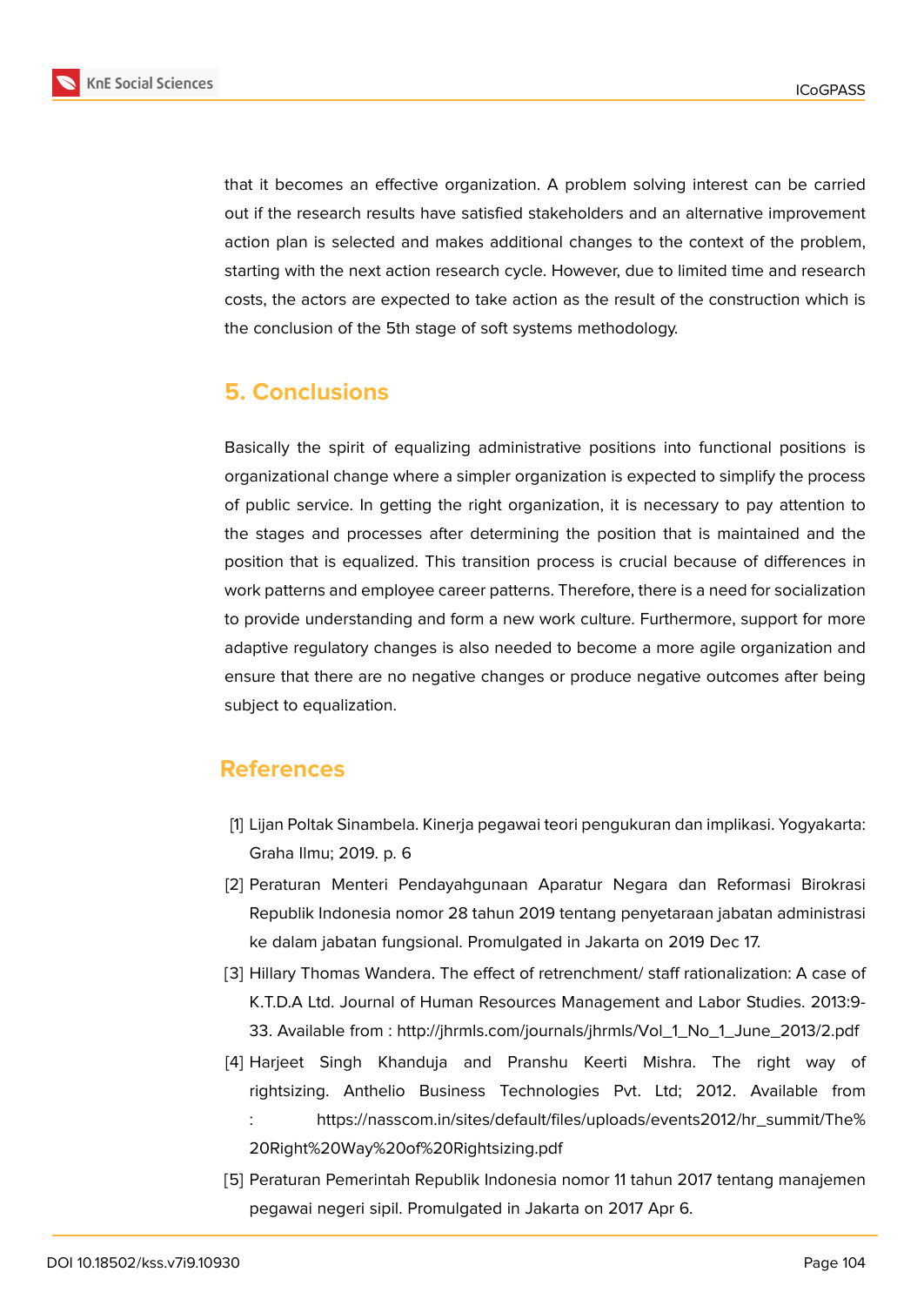that it becomes an effective organization. A problem solving interest can be carried out if the research results have satisfied stakeholders and an alternative improvement action plan is selected and makes additional changes to the context of the problem, starting with the next action research cycle. However, due to limited time and research costs, the actors are expected to take action as the result of the construction which is the conclusion of the 5th stage of soft systems methodology.

## 5. Conclusions

Basically the spirit of equalizing administrative positions into functional positions is organizational change where a simpler organization is expected to simplify the process of public service. In getting the right organization, it is necessary to pay attention to the stages and processes after determining the position that is maintained and the position that is equalized. This transition process is crucial because of differences in work patterns and employee career patterns. Therefore, there is a need for socialization to provide understanding and form a new work culture. Furthermore, support for more adaptive regulatory changes is also needed to become a more agile organization and ensure that there are no negative changes or produce negative outcomes after being subject to equalization.

## References

[1] Lijan Poltak Sinambela. Kinerja pegawai teori pengukuran dan implikasi. Yogyakarta: Graha Ilmu; 2019. p. 6

[2] Peraturan Menteri Pendayahgunaan Aparatur Negara dan Reformasi Birokrasi Republik Indonesia nomor 28 tahun 2019 tentang penyetaraan jabatan administrasi ke dalam jabatan fungsional. Promulgated in Jakarta on 2019 Dec 17.

[3] Hillary Thomas Wandera. The effect of retrenchment/ staff rationalization: A case of K.T.D.A Ltd. Journal of Human Resources Management and Labor Studies. 2013:9-33. Available from : http://jhrmls.com/journals/jhrmls/Vol_1_No_1_June_2013/2.pdf

[4] Harjeet Singh Khanduja and Pranshu Keerti Mishra. The right way of rightsizing. Anthelio Business Technologies Pvt. Ltd; 2012. Available from : https://nasscom.in/sites/default/files/uploads/events2012/hr_summit/The%20Right%20Way%20of%20Rightsizing.pdf

[5] Peraturan Pemerintah Republik Indonesia nomor 11 tahun 2017 tentang manajemen pegawai negeri sipil. Promulgated in Jakarta on 2017 Apr 6.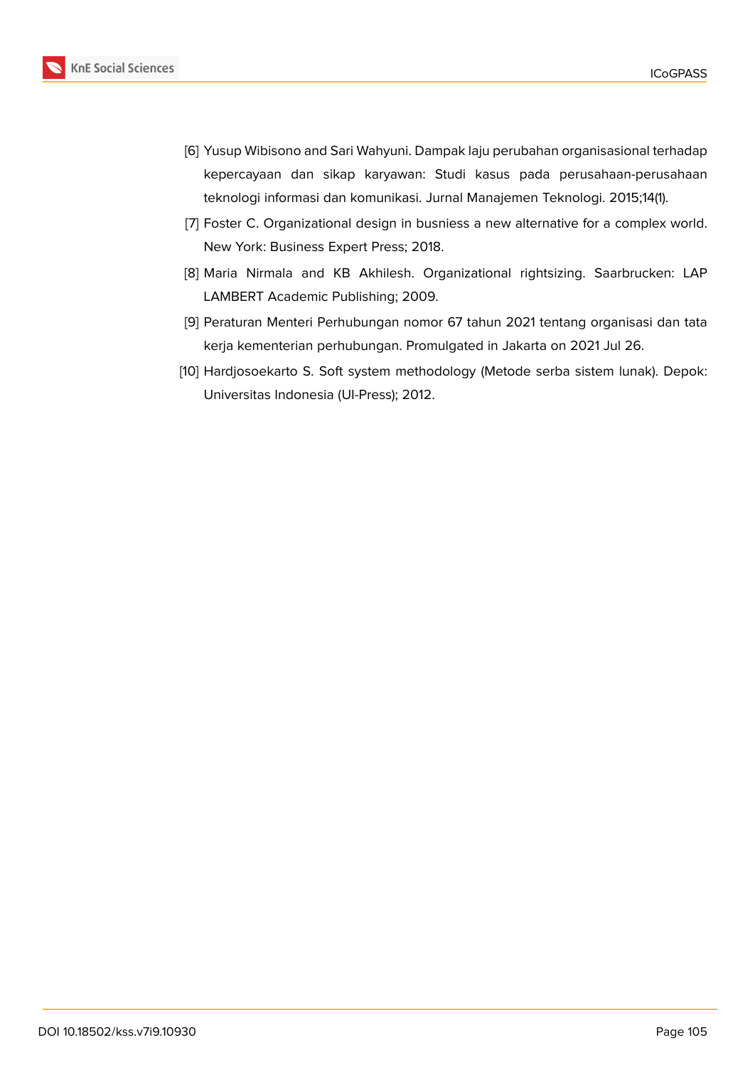[6] Yusup Wibisono and Sari Wahyuni. Dampak laju perubahan organisasional terhadap kepercayaan dan sikap karyawan: Studi kasus pada perusahaan-perusahaan teknologi informasi dan komunikasi. Jurnal Manajemen Teknologi. 2015;14(1).

[7] Foster C. Organizational design in busniess a new alternative for a complex world. New York: Business Expert Press; 2018.

[8] Maria Nirmala and KB Akhilesh. Organizational rightsizing. Saarbrucken: LAP LAMBERT Academic Publishing; 2009.

[9] Peraturan Menteri Perhubungan nomor 67 tahun 2021 tentang organisasi dan tata kerja kementerian perhubungan. Promulgated in Jakarta on 2021 Jul 26.

[10] Hardjosoekarto S. Soft system methodology (Metode serba sistem lunak). Depok: Universitas Indonesia (UI-Press); 2012.